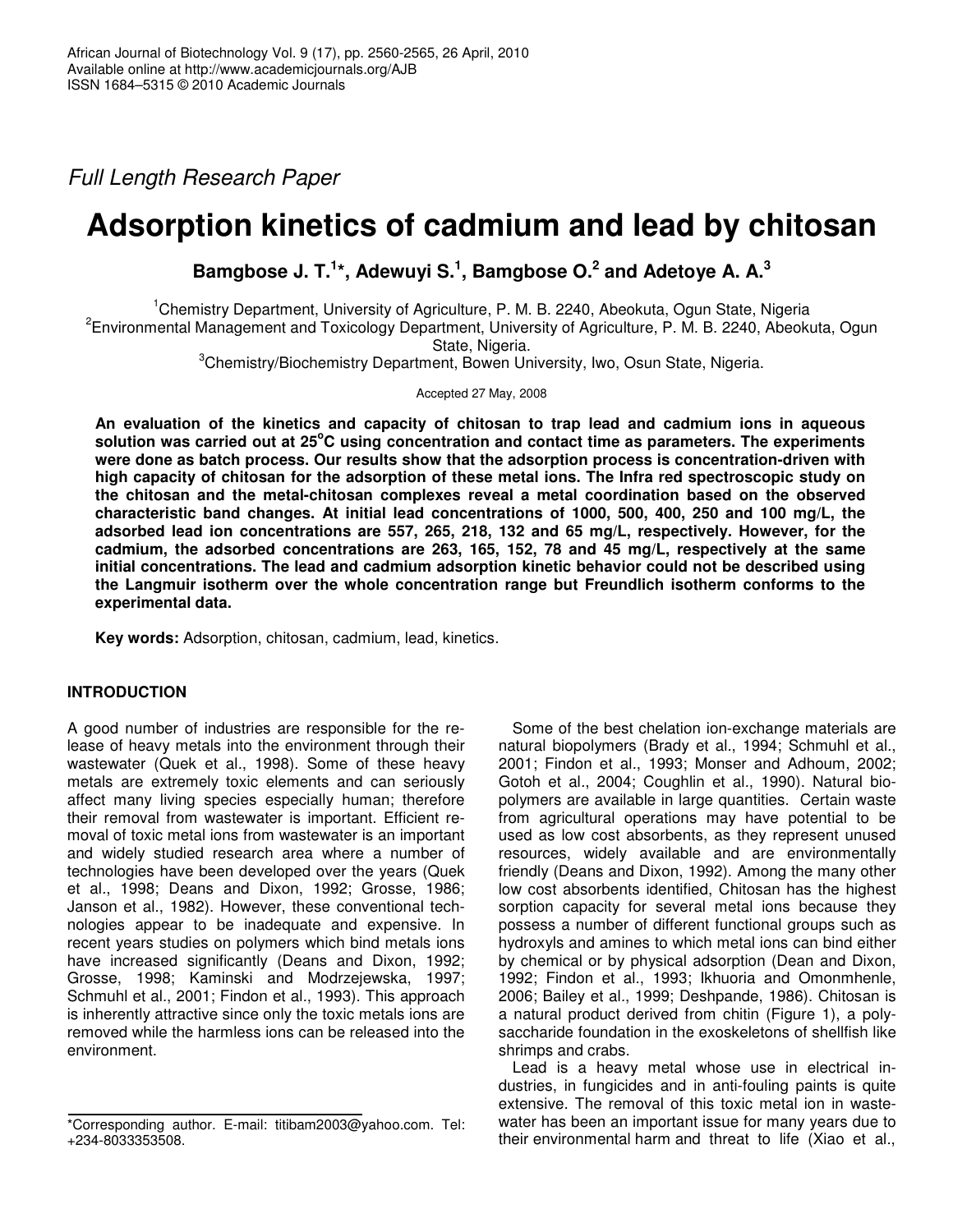*Full Length Research Paper*

# Adsorption kinetics of cadmium and lead by chitosan

**Bamgbose J. T.[1]*, Adewuyi S.[1], Bamgbose O.[2] and Adetoye A. A.[3]**

[1]Chemistry Department, University of Agriculture, P. M. B. 2240, Abeokuta, Ogun State, Nigeria

[2]Environmental Management and Toxicology Department, University of Agriculture, P. M. B. 2240, Abeokuta, Ogun State, Nigeria.

[3]Chemistry/Biochemistry Department, Bowen University, Iwo, Osun State, Nigeria.

Accepted 27 May, 2008

**An evaluation of the kinetics and capacity of chitosan to trap lead and cadmium ions in aqueous solution was carried out at 25°C using concentration and contact time as parameters. The experiments were done as batch process. Our results show that the adsorption process is concentration-driven with high capacity of chitosan for the adsorption of these metal ions. The Infra red spectroscopic study on the chitosan and the metal-chitosan complexes reveal a metal coordination based on the observed characteristic band changes. At initial lead concentrations of 1000, 500, 400, 250 and 100 mg/L, the adsorbed lead ion concentrations are 557, 265, 218, 132 and 65 mg/L, respectively. However, for the cadmium, the adsorbed concentrations are 263, 165, 152, 78 and 45 mg/L, respectively at the same initial concentrations. The lead and cadmium adsorption kinetic behavior could not be described using the Langmuir isotherm over the whole concentration range but Freundlich isotherm conforms to the experimental data.**

**Key words:** Adsorption, chitosan, cadmium, lead, kinetics.

## INTRODUCTION

A good number of industries are responsible for the release of heavy metals into the environment through their wastewater (Quek et al., 1998). Some of these heavy metals are extremely toxic elements and can seriously affect many living species especially human; therefore their removal from wastewater is important. Efficient removal of toxic metal ions from wastewater is an important and widely studied research area where a number of technologies have been developed over the years (Quek et al., 1998; Deans and Dixon, 1992; Grosse, 1986; Janson et al., 1982). However, these conventional technologies appear to be inadequate and expensive. In recent years studies on polymers which bind metals ions have increased significantly (Deans and Dixon, 1992; Grosse, 1998; Kaminski and Modrzejewska, 1997; Schmuhl et al., 2001; Findon et al., 1993). This approach is inherently attractive since only the toxic metals ions are removed while the harmless ions can be released into the environment.

Some of the best chelation ion-exchange materials are natural biopolymers (Brady et al., 1994; Schmuhl et al., 2001; Findon et al., 1993; Monser and Adhoum, 2002; Gotoh et al., 2004; Coughlin et al., 1990). Natural biopolymers are available in large quantities. Certain waste from agricultural operations may have potential to be used as low cost absorbents, as they represent unused resources, widely available and are environmentally friendly (Deans and Dixon, 1992). Among the many other low cost absorbents identified, Chitosan has the highest sorption capacity for several metal ions because they possess a number of different functional groups such as hydroxyls and amines to which metal ions can bind either by chemical or by physical adsorption (Dean and Dixon, 1992; Findon et al., 1993; Ikhuoria and Omonmhenle, 2006; Bailey et al., 1999; Deshpande, 1986). Chitosan is a natural product derived from chitin (Figure 1), a polysaccharide foundation in the exoskeletons of shellfish like shrimps and crabs.

Lead is a heavy metal whose use in electrical industries, in fungicides and in anti-fouling paints is quite extensive. The removal of this toxic metal ion in wastewater has been an important issue for many years due to their environmental harm and threat to life (Xiao et al.,

*Corresponding author. E-mail: titibam2003@yahoo.com. Tel: +234-8033353508.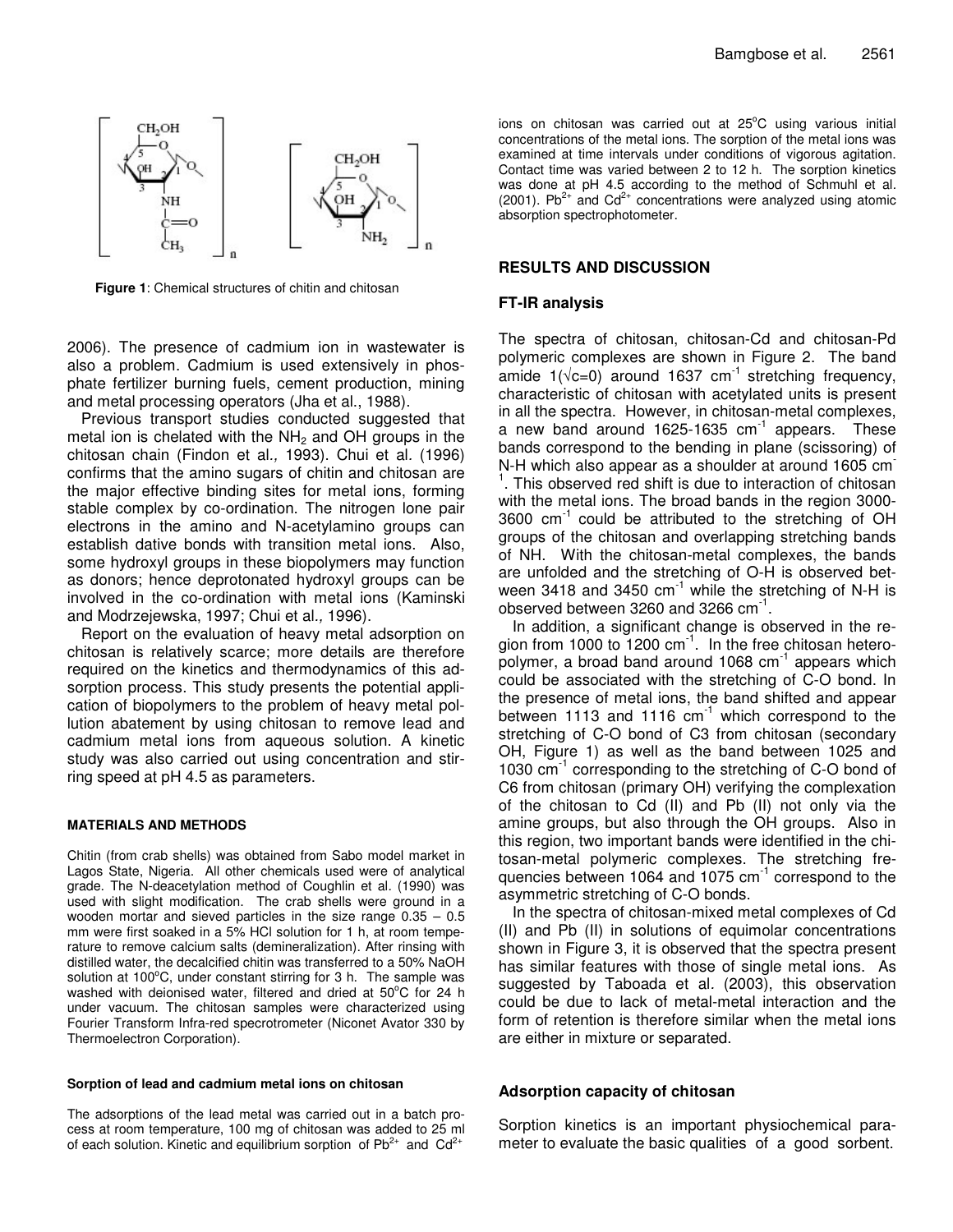**Figure 1**: Chemical structures of chitin and chitosan

2006). The presence of cadmium ion in wastewater is also a problem. Cadmium is used extensively in phosphate fertilizer burning fuels, cement production, mining and metal processing operators (Jha et al., 1988).

Previous transport studies conducted suggested that metal ion is chelated with the $NH_2$ and OH groups in the chitosan chain (Findon et al., 1993). Chui et al. (1996) confirms that the amino sugars of chitin and chitosan are the major effective binding sites for metal ions, forming stable complex by co-ordination. The nitrogen lone pair electrons in the amino and N-acetylamino groups can establish dative bonds with transition metal ions. Also, some hydroxyl groups in these biopolymers may function as donors; hence deprotonated hydroxyl groups can be involved in the co-ordination with metal ions (Kaminski and Modrzejewska, 1997; Chui et al., 1996).

Report on the evaluation of heavy metal adsorption on chitosan is relatively scarce; more details are therefore required on the kinetics and thermodynamics of this adsorption process. This study presents the potential application of biopolymers to the problem of heavy metal pollution abatement by using chitosan to remove lead and cadmium metal ions from aqueous solution. A kinetic study was also carried out using concentration and stirring speed at pH 4.5 as parameters.

## MATERIALS AND METHODS

Chitin (from crab shells) was obtained from Sabo model market in Lagos State, Nigeria. All other chemicals used were of analytical grade. The N-deacetylation method of Coughlin et al. (1990) was used with slight modification. The crab shells were ground in a wooden mortar and sieved particles in the size range 0.35 – 0.5 mm were first soaked in a 5% HCl solution for 1 h, at room temperature to remove calcium salts (demineralization). After rinsing with distilled water, the decalcified chitin was transferred to a 50% NaOH solution at 100°C, under constant stirring for 3 h. The sample was washed with deionised water, filtered and dried at 50°C for 24 h under vacuum. The chitosan samples were characterized using Fourier Transform Infra-red specrotrometer (Niconet Avator 330 by Thermoelectron Corporation).

### Sorption of lead and cadmium metal ions on chitosan

The adsorptions of the lead metal was carried out in a batch process at room temperature, 100 mg of chitosan was added to 25 ml of each solution. Kinetic and equilibrium sorption of $Pb^{2+}$ and $Cd^{2+}$ ions on chitosan was carried out at 25°C using various initial concentrations of the metal ions. The sorption of the metal ions was examined at time intervals under conditions of vigorous agitation. Contact time was varied between 2 to 12 h. The sorption kinetics was done at pH 4.5 according to the method of Schmuhl et al. (2001). $Pb^{2+}$ and $Cd^{2+}$ concentrations were analyzed using atomic absorption spectrophotometer.

## RESULTS AND DISCUSSION

### FT-IR analysis

The spectra of chitosan, chitosan-Cd and chitosan-Pd polymeric complexes are shown in Figure 2. The band amide 1(√c=0) around 1637 $cm^{-1}$ stretching frequency, characteristic of chitosan with acetylated units is present in all the spectra. However, in chitosan-metal complexes, a new band around 1625-1635 $cm^{-1}$ appears. These bands correspond to the bending in plane (scissoring) of N-H which also appear as a shoulder at around 1605 $cm^{-1}$. This observed red shift is due to interaction of chitosan with the metal ions. The broad bands in the region 3000-3600 $cm^{-1}$ could be attributed to the stretching of OH groups of the chitosan and overlapping stretching bands of NH. With the chitosan-metal complexes, the bands are unfolded and the stretching of O-H is observed between 3418 and 3450 $cm^{-1}$ while the stretching of N-H is observed between 3260 and 3266 $cm^{-1}$.

In addition, a significant change is observed in the region from 1000 to 1200 $cm^{-1}$. In the free chitosan heteropolymer, a broad band around 1068 $cm^{-1}$ appears which could be associated with the stretching of C-O bond. In the presence of metal ions, the band shifted and appear between 1113 and 1116 $cm^{-1}$ which correspond to the stretching of C-O bond of C3 from chitosan (secondary OH, Figure 1) as well as the band between 1025 and 1030 $cm^{-1}$ corresponding to the stretching of C-O bond of C6 from chitosan (primary OH) verifying the complexation of the chitosan to Cd (II) and Pb (II) not only via the amine groups, but also through the OH groups. Also in this region, two important bands were identified in the chitosan-metal polymeric complexes. The stretching frequencies between 1064 and 1075 $cm^{-1}$ correspond to the asymmetric stretching of C-O bonds.

In the spectra of chitosan-mixed metal complexes of Cd (II) and Pb (II) in solutions of equimolar concentrations shown in Figure 3, it is observed that the spectra present has similar features with those of single metal ions. As suggested by Taboada et al. (2003), this observation could be due to lack of metal-metal interaction and the form of retention is therefore similar when the metal ions are either in mixture or separated.

### Adsorption capacity of chitosan

Sorption kinetics is an important physiochemical parameter to evaluate the basic qualities of a good sorbent.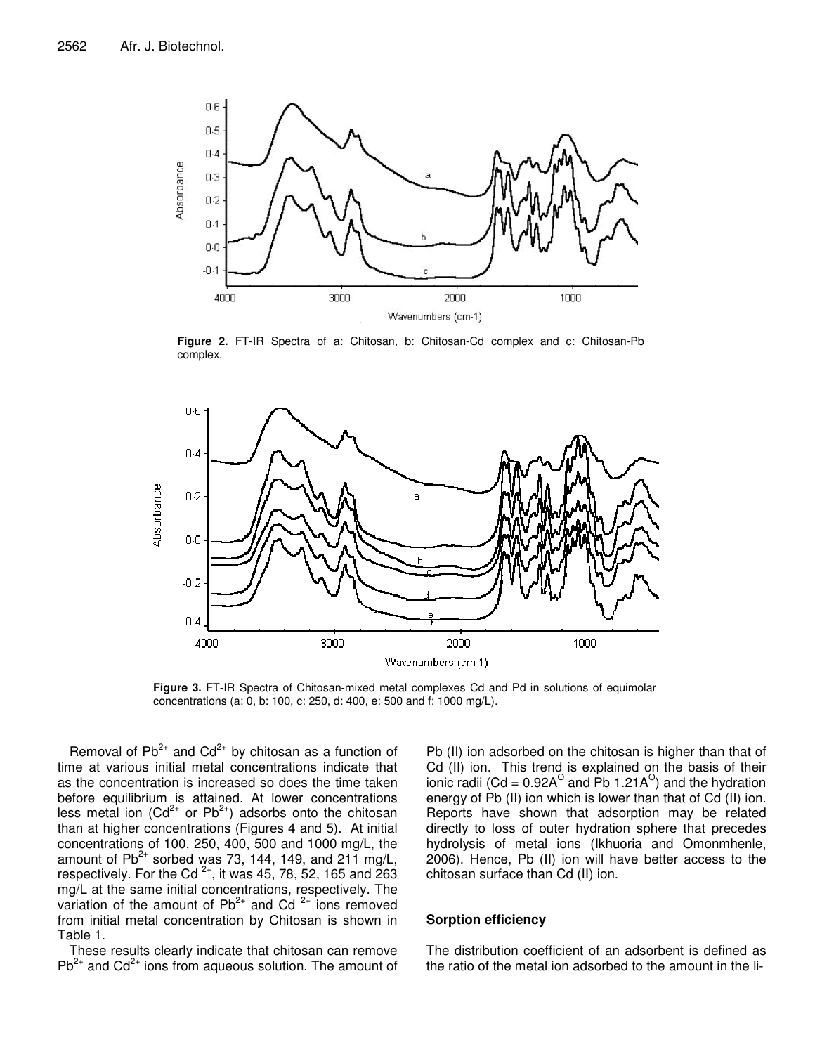**Figure 2.** FT-IR Spectra of a: Chitosan, b: Chitosan-Cd complex and c: Chitosan-Pb complex.

**Figure 3.** FT-IR Spectra of Chitosan-mixed metal complexes Cd and Pd in solutions of equimolar concentrations (a: 0, b: 100, c: 250, d: 400, e: 500 and f: 1000 mg/L).

Removal of $Pb^{2+}$ and $Cd^{2+}$ by chitosan as a function of time at various initial metal concentrations indicate that as the concentration is increased so does the time taken before equilibrium is attained. At lower concentrations less metal ion ($Cd^{2+}$ or $Pb^{2+}$) adsorbs onto the chitosan than at higher concentrations (Figures 4 and 5). At initial concentrations of 100, 250, 400, 500 and 1000 mg/L, the amount of $Pb^{2+}$ sorbed was 73, 144, 149, and 211 mg/L, respectively. For the $Cd^{2+}$, it was 45, 78, 52, 165 and 263 mg/L at the same initial concentrations, respectively. The variation of the amount of $Pb^{2+}$ and $Cd^{2+}$ ions removed from initial metal concentration by Chitosan is shown in Table 1.

These results clearly indicate that chitosan can remove $Pb^{2+}$ and $Cd^{2+}$ ions from aqueous solution. The amount of Pb (II) ion adsorbed on the chitosan is higher than that of Cd (II) ion. This trend is explained on the basis of their ionic radii (Cd = 0.92A$^{O}$ and Pb 1.21A$^{O}$) and the hydration energy of Pb (II) ion which is lower than that of Cd (II) ion. Reports have shown that adsorption may be related directly to loss of outer hydration sphere that precedes hydrolysis of metal ions (Ikhuoria and Omonmhenle, 2006). Hence, Pb (II) ion will have better access to the chitosan surface than Cd (II) ion.

## Sorption efficiency

The distribution coefficient of an adsorbent is defined as the ratio of the metal ion adsorbed to the amount in the li-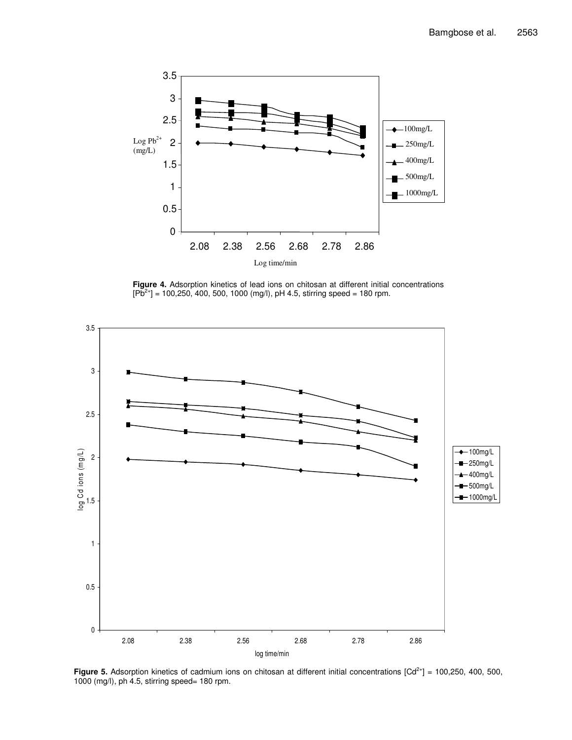**Figure 4.** Adsorption kinetics of lead ions on chitosan at different initial concentrations $[Pb^{2+}]$ = 100,250, 400, 500, 1000 (mg/l), pH 4.5, stirring speed = 180 rpm.

**Figure 5.** Adsorption kinetics of cadmium ions on chitosan at different initial concentrations $[Cd^{2+}]$ = 100,250, 400, 500, 1000 (mg/l), ph 4.5, stirring speed= 180 rpm.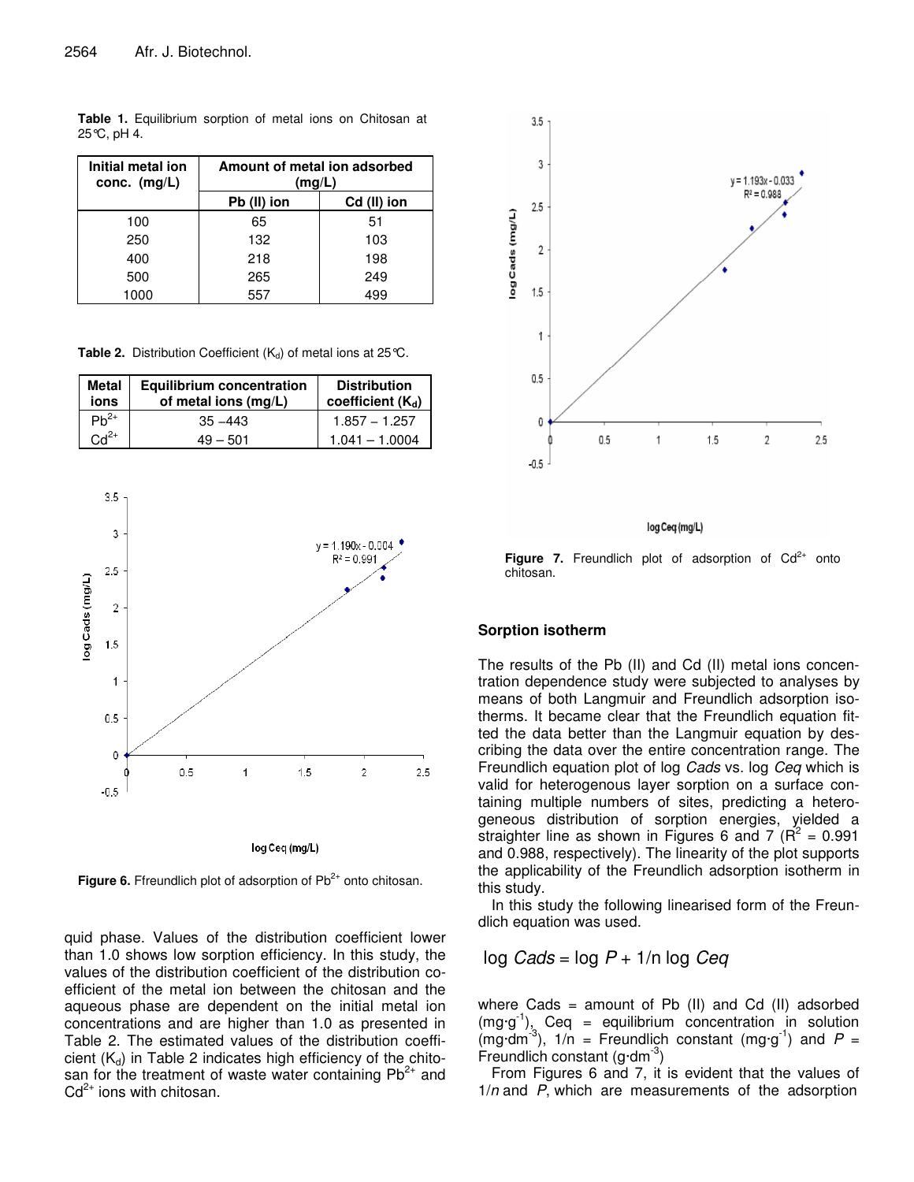**Table 1.** Equilibrium sorption of metal ions on Chitosan at 25°C, pH 4.

| Initial metal ion conc. (mg/L) | Amount of metal ion adsorbed (mg/L) | |
|---|---|---|
| | Pb (II) ion | Cd (II) ion |
| 100 | 65 | 51 |
| 250 | 132 | 103 |
| 400 | 218 | 198 |
| 500 | 265 | 249 |
| 1000 | 557 | 499 |

**Table 2.** Distribution Coefficient ($K_d$) of metal ions at 25°C.

| Metal ions | Equilibrium concentration of metal ions (mg/L) | Distribution coefficient ($K_d$) |
|---|---|---|
| $Pb^{2+}$ | 35 –443 | 1.857 – 1.257 |
| $Cd^{2+}$ | 49 – 501 | 1.041 – 1.0004 |

**Figure 6.** Ffreundlich plot of adsorption of $Pb^{2+}$ onto chitosan.

quid phase. Values of the distribution coefficient lower than 1.0 shows low sorption efficiency. In this study, the values of the distribution coefficient of the distribution coefficient of the metal ion between the chitosan and the aqueous phase are dependent on the initial metal ion concentrations and are higher than 1.0 as presented in Table 2. The estimated values of the distribution coefficient ($K_d$) in Table 2 indicates high efficiency of the chitosan for the treatment of waste water containing $Pb^{2+}$ and $Cd^{2+}$ ions with chitosan.

**Figure 7.** Freundlich plot of adsorption of $Cd^{2+}$ onto chitosan.

## Sorption isotherm

The results of the Pb (II) and Cd (II) metal ions concentration dependence study were subjected to analyses by means of both Langmuir and Freundlich adsorption isotherms. It became clear that the Freundlich equation fitted the data better than the Langmuir equation by describing the data over the entire concentration range. The Freundlich equation plot of log *Cads* vs. log *Ceq* which is valid for heterogenous layer sorption on a surface containing multiple numbers of sites, predicting a heterogeneous distribution of sorption energies, yielded a straighter line as shown in Figures 6 and 7 ($R^2$ = 0.991 and 0.988, respectively). The linearity of the plot supports the applicability of the Freundlich adsorption isotherm in this study.

In this study the following linearised form of the Freundlich equation was used.

$$\log Cads = \log P + 1/n \log Ceq$$

where Cads = amount of Pb (II) and Cd (II) adsorbed ($mg{\cdot}g^{-1}$), Ceq = equilibrium concentration in solution ($mg{\cdot}dm^{-3}$), 1/n = Freundlich constant ($mg{\cdot}g^{-1}$) and *P* = Freundlich constant ($g{\cdot}dm^{-3}$)

From Figures 6 and 7, it is evident that the values of $1/n$ and *P*, which are measurements of the adsorption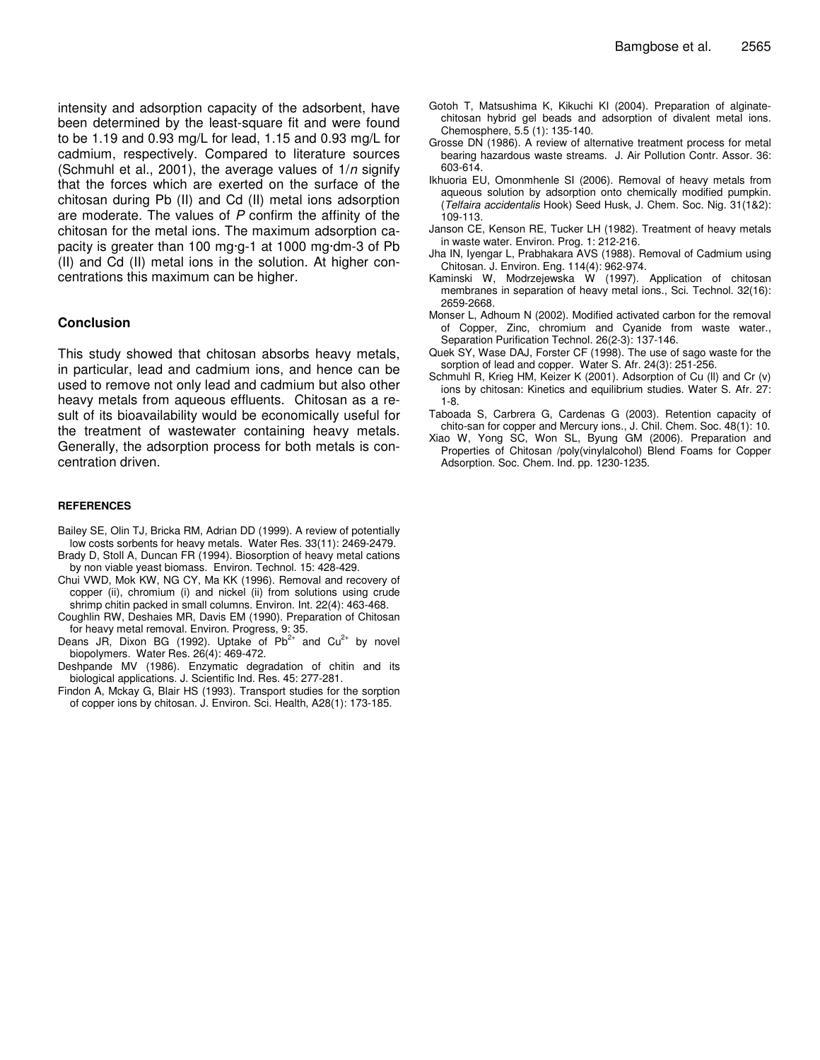intensity and adsorption capacity of the adsorbent, have been determined by the least-square fit and were found to be 1.19 and 0.93 mg/L for lead, 1.15 and 0.93 mg/L for cadmium, respectively. Compared to literature sources (Schmuhl et al., 2001), the average values of $1/n$ signify that the forces which are exerted on the surface of the chitosan during Pb (II) and Cd (II) metal ions adsorption are moderate. The values of $P$ confirm the affinity of the chitosan for the metal ions. The maximum adsorption capacity is greater than 100 mg·g-1 at 1000 mg·dm-3 of Pb (II) and Cd (II) metal ions in the solution. At higher concentrations this maximum can be higher.

## Conclusion

This study showed that chitosan absorbs heavy metals, in particular, lead and cadmium ions, and hence can be used to remove not only lead and cadmium but also other heavy metals from aqueous effluents. Chitosan as a result of its bioavailability would be economically useful for the treatment of wastewater containing heavy metals. Generally, the adsorption process for both metals is concentration driven.

## REFERENCES

Bailey SE, Olin TJ, Bricka RM, Adrian DD (1999). A review of potentially low costs sorbents for heavy metals. Water Res. 33(11): 2469-2479.

Brady D, Stoll A, Duncan FR (1994). Biosorption of heavy metal cations by non viable yeast biomass. Environ. Technol. 15: 428-429.

Chui VWD, Mok KW, NG CY, Ma KK (1996). Removal and recovery of copper (ii), chromium (i) and nickel (ii) from solutions using crude shrimp chitin packed in small columns. Environ. Int. 22(4): 463-468.

Coughlin RW, Deshaies MR, Davis EM (1990). Preparation of Chitosan for heavy metal removal. Environ. Progress, 9: 35.

Deans JR, Dixon BG (1992). Uptake of $Pb^{2+}$ and $Cu^{2+}$ by novel biopolymers. Water Res. 26(4): 469-472.

Deshpande MV (1986). Enzymatic degradation of chitin and its biological applications. J. Scientific Ind. Res. 45: 277-281.

Findon A, Mckay G, Blair HS (1993). Transport studies for the sorption of copper ions by chitosan. J. Environ. Sci. Health, A28(1): 173-185.

Gotoh T, Matsushima K, Kikuchi KI (2004). Preparation of alginate-chitosan hybrid gel beads and adsorption of divalent metal ions. Chemosphere, 5.5 (1): 135-140.

Grosse DN (1986). A review of alternative treatment process for metal bearing hazardous waste streams. J. Air Pollution Contr. Assor. 36: 603-614.

Ikhuoria EU, Omonmhenle SI (2006). Removal of heavy metals from aqueous solution by adsorption onto chemically modified pumpkin. (*Telfaira accidentalis* Hook) Seed Husk, J. Chem. Soc. Nig. 31(1&2): 109-113.

Janson CE, Kenson RE, Tucker LH (1982). Treatment of heavy metals in waste water. Environ. Prog. 1: 212-216.

Jha IN, Iyengar L, Prabhakara AVS (1988). Removal of Cadmium using Chitosan. J. Environ. Eng. 114(4): 962-974.

Kaminski W, Modrzejewska W (1997). Application of chitosan membranes in separation of heavy metal ions., Sci. Technol. 32(16): 2659-2668.

Monser L, Adhoum N (2002). Modified activated carbon for the removal of Copper, Zinc, chromium and Cyanide from waste water., Separation Purification Technol. 26(2-3): 137-146.

Quek SY, Wase DAJ, Forster CF (1998). The use of sago waste for the sorption of lead and copper. Water S. Afr. 24(3): 251-256.

Schmuhl R, Krieg HM, Keizer K (2001). Adsorption of Cu (II) and Cr (v) ions by chitosan: Kinetics and equilibrium studies. Water S. Afr. 27: 1-8.

Taboada S, Carbrera G, Cardenas G (2003). Retention capacity of chito-san for copper and Mercury ions., J. Chil. Chem. Soc. 48(1): 10.

Xiao W, Yong SC, Won SL, Byung GM (2006). Preparation and Properties of Chitosan /poly(vinylalcohol) Blend Foams for Copper Adsorption. Soc. Chem. Ind. pp. 1230-1235.